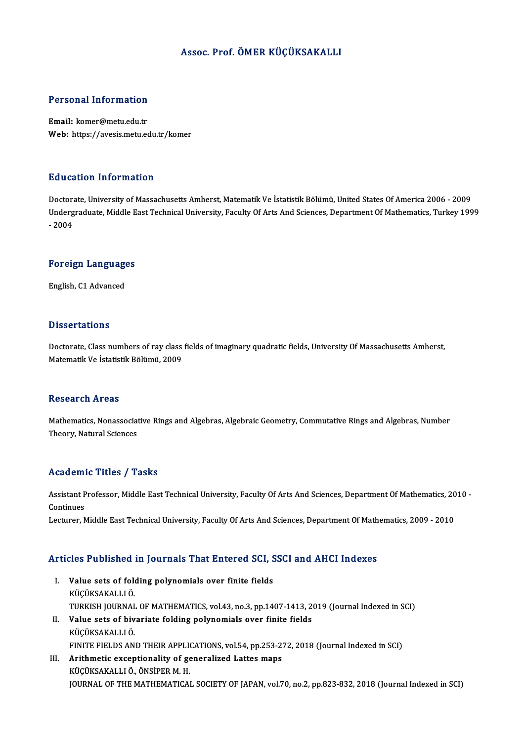# Assoc. Prof. ÖMER KÜÇÜKSAKALLI

## Personal Information

**Email:** komer@metu.edu.tr
**Web:** https://avesis.metu.edu.tr/komer

## Education Information

Doctorate, University of Massachusetts Amherst, Matematik Ve İstatistik Bölümü, United States Of America 2006 - 2009
Undergraduate, Middle East Technical University, Faculty Of Arts And Sciences, Department Of Mathematics, Turkey 1999 - 2004

## Foreign Languages

English, C1 Advanced

## Dissertations

Doctorate, Class numbers of ray class fields of imaginary quadratic fields, University Of Massachusetts Amherst, Matematik Ve İstatistik Bölümü, 2009

## Research Areas

Mathematics, Nonassociative Rings and Algebras, Algebraic Geometry, Commutative Rings and Algebras, Number Theory, Natural Sciences

## Academic Titles / Tasks

Assistant Professor, Middle East Technical University, Faculty Of Arts And Sciences, Department Of Mathematics, 2010 - Continues
Lecturer, Middle East Technical University, Faculty Of Arts And Sciences, Department Of Mathematics, 2009 - 2010

## Articles Published in Journals That Entered SCI, SSCI and AHCI Indexes

I. **Value sets of folding polynomials over finite fields**
KÜÇÜKSAKALLI Ö.
TURKISH JOURNAL OF MATHEMATICS, vol.43, no.3, pp.1407-1413, 2019 (Journal Indexed in SCI)

II. **Value sets of bivariate folding polynomials over finite fields**
KÜÇÜKSAKALLI Ö.
FINITE FIELDS AND THEIR APPLICATIONS, vol.54, pp.253-272, 2018 (Journal Indexed in SCI)

III. **Arithmetic exceptionality of generalized Lattes maps**
KÜÇÜKSAKALLI Ö., ÖNSİPER M. H.
JOURNAL OF THE MATHEMATICAL SOCIETY OF JAPAN, vol.70, no.2, pp.823-832, 2018 (Journal Indexed in SCI)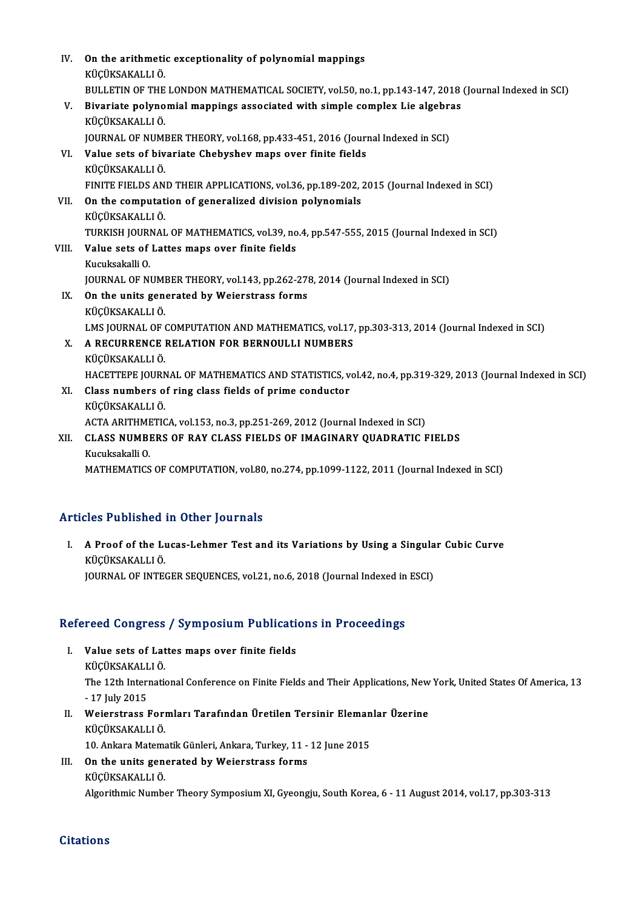IV. **On the arithmetic exceptionality of polynomial mappings**
KÜÇÜKSAKALLI Ö.
BULLETIN OF THE LONDON MATHEMATICAL SOCIETY, vol.50, no.1, pp.143-147, 2018 (Journal Indexed in SCI)

V. **Bivariate polynomial mappings associated with simple complex Lie algebras**
KÜÇÜKSAKALLI Ö.
JOURNAL OF NUMBER THEORY, vol.168, pp.433-451, 2016 (Journal Indexed in SCI)

VI. **Value sets of bivariate Chebyshev maps over finite fields**
KÜÇÜKSAKALLI Ö.
FINITE FIELDS AND THEIR APPLICATIONS, vol.36, pp.189-202, 2015 (Journal Indexed in SCI)

VII. **On the computation of generalized division polynomials**
KÜÇÜKSAKALLI Ö.
TURKISH JOURNAL OF MATHEMATICS, vol.39, no.4, pp.547-555, 2015 (Journal Indexed in SCI)

VIII. **Value sets of Lattes maps over finite fields**
Kucuksakalli O.
JOURNAL OF NUMBER THEORY, vol.143, pp.262-278, 2014 (Journal Indexed in SCI)

IX. **On the units generated by Weierstrass forms**
KÜÇÜKSAKALLI Ö.
LMS JOURNAL OF COMPUTATION AND MATHEMATICS, vol.17, pp.303-313, 2014 (Journal Indexed in SCI)

X. **A RECURRENCE RELATION FOR BERNOULLI NUMBERS**
KÜÇÜKSAKALLI Ö.
HACETTEPE JOURNAL OF MATHEMATICS AND STATISTICS, vol.42, no.4, pp.319-329, 2013 (Journal Indexed in SCI)

XI. **Class numbers of ring class fields of prime conductor**
KÜÇÜKSAKALLI Ö.
ACTA ARITHMETICA, vol.153, no.3, pp.251-269, 2012 (Journal Indexed in SCI)

XII. **CLASS NUMBERS OF RAY CLASS FIELDS OF IMAGINARY QUADRATIC FIELDS**
Kucuksakalli O.
MATHEMATICS OF COMPUTATION, vol.80, no.274, pp.1099-1122, 2011 (Journal Indexed in SCI)

## Articles Published in Other Journals

I. **A Proof of the Lucas-Lehmer Test and its Variations by Using a Singular Cubic Curve**
KÜÇÜKSAKALLI Ö.
JOURNAL OF INTEGER SEQUENCES, vol.21, no.6, 2018 (Journal Indexed in ESCI)

## Refereed Congress / Symposium Publications in Proceedings

I. **Value sets of Lattes maps over finite fields**
KÜÇÜKSAKALLI Ö.
The 12th International Conference on Finite Fields and Their Applications, New York, United States Of America, 13 - 17 July 2015

II. **Weierstrass Formları Tarafından Üretilen Tersinir Elemanlar Üzerine**
KÜÇÜKSAKALLI Ö.
10. Ankara Matematik Günleri, Ankara, Turkey, 11 - 12 June 2015

III. **On the units generated by Weierstrass forms**
KÜÇÜKSAKALLI Ö.
Algorithmic Number Theory Symposium XI, Gyeongju, South Korea, 6 - 11 August 2014, vol.17, pp.303-313

## Citations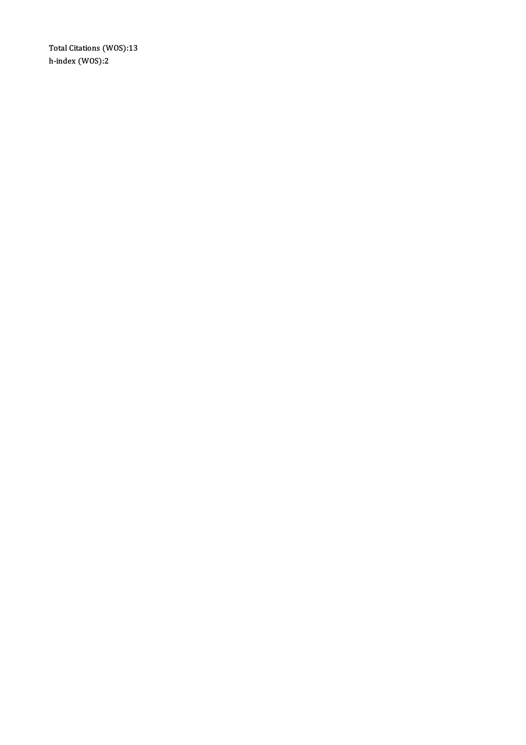Total Citations (WOS):13
h-index (WOS):2